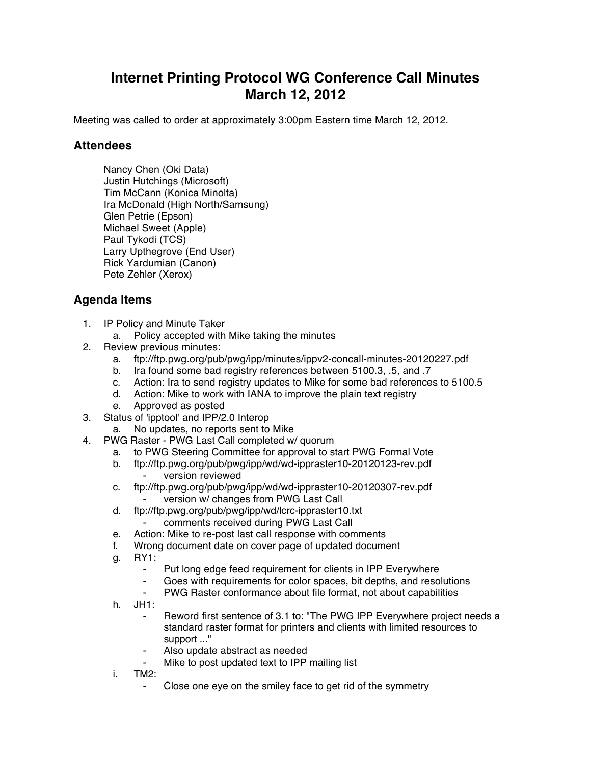# Internet Printing Protocol WG Conference Call Minutes
# March 12, 2012

Meeting was called to order at approximately 3:00pm Eastern time March 12, 2012.

## Attendees

Nancy Chen (Oki Data)
Justin Hutchings (Microsoft)
Tim McCann (Konica Minolta)
Ira McDonald (High North/Samsung)
Glen Petrie (Epson)
Michael Sweet (Apple)
Paul Tykodi (TCS)
Larry Upthegrove (End User)
Rick Yardumian (Canon)
Pete Zehler (Xerox)

## Agenda Items

1. IP Policy and Minute Taker
   a. Policy accepted with Mike taking the minutes
2. Review previous minutes:
   a. ftp://ftp.pwg.org/pub/pwg/ipp/minutes/ippv2-concall-minutes-20120227.pdf
   b. Ira found some bad registry references between 5100.3, .5, and .7
   c. Action: Ira to send registry updates to Mike for some bad references to 5100.5
   d. Action: Mike to work with IANA to improve the plain text registry
   e. Approved as posted
3. Status of 'ipptool' and IPP/2.0 Interop
   a. No updates, no reports sent to Mike
4. PWG Raster - PWG Last Call completed w/ quorum
   a. to PWG Steering Committee for approval to start PWG Formal Vote
   b. ftp://ftp.pwg.org/pub/pwg/ipp/wd/wd-ippraster10-20120123-rev.pdf
      - version reviewed
   c. ftp://ftp.pwg.org/pub/pwg/ipp/wd/wd-ippraster10-20120307-rev.pdf
      - version w/ changes from PWG Last Call
   d. ftp://ftp.pwg.org/pub/pwg/ipp/wd/lcrc-ippraster10.txt
      - comments received during PWG Last Call
   e. Action: Mike to re-post last call response with comments
   f. Wrong document date on cover page of updated document
   g. RY1:
      - Put long edge feed requirement for clients in IPP Everywhere
      - Goes with requirements for color spaces, bit depths, and resolutions
      - PWG Raster conformance about file format, not about capabilities
   h. JH1:
      - Reword first sentence of 3.1 to: "The PWG IPP Everywhere project needs a standard raster format for printers and clients with limited resources to support ..."
      - Also update abstract as needed
      - Mike to post updated text to IPP mailing list
   i. TM2:
      - Close one eye on the smiley face to get rid of the symmetry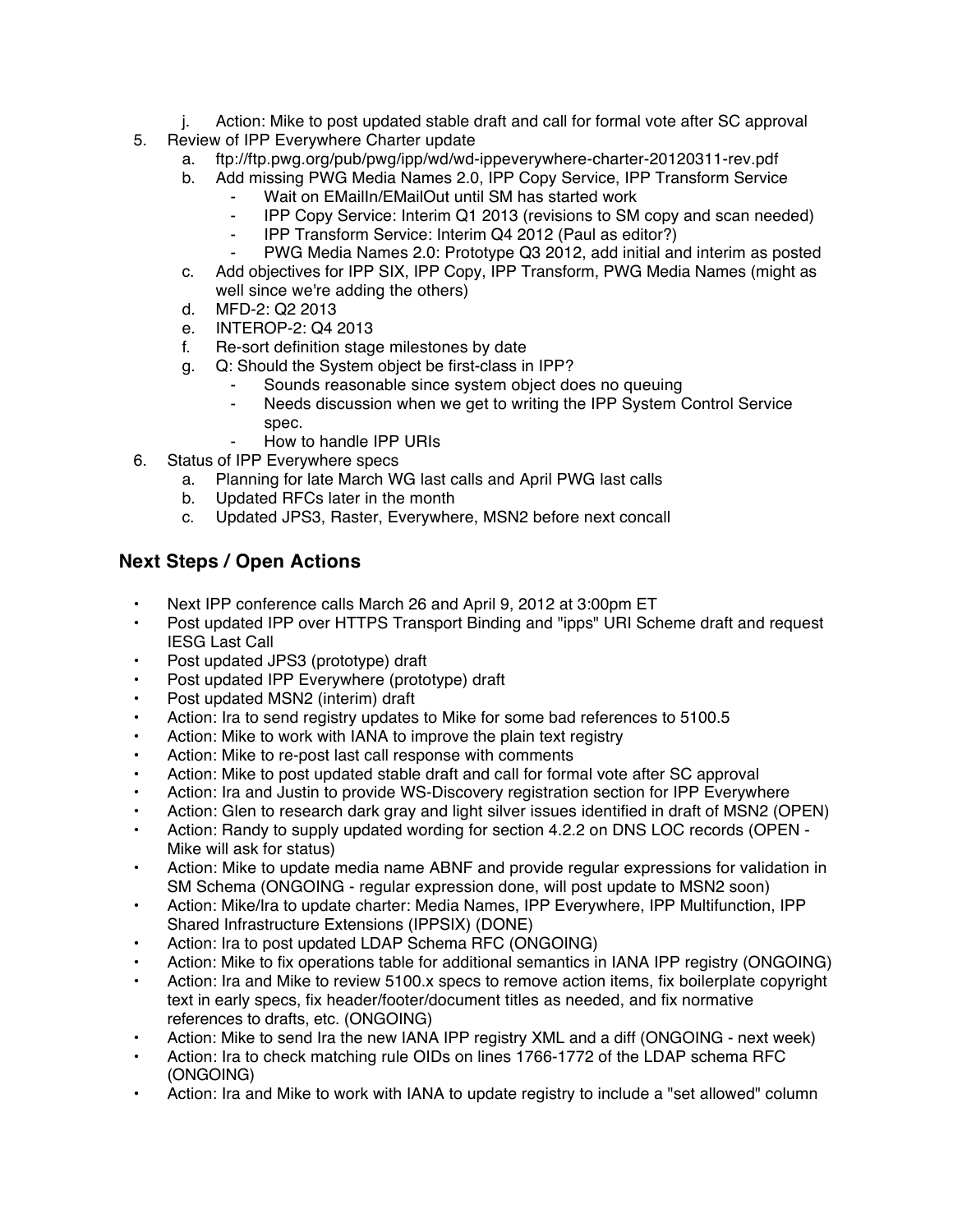j. Action: Mike to post updated stable draft and call for formal vote after SC approval

5. Review of IPP Everywhere Charter update
   a. ftp://ftp.pwg.org/pub/pwg/ipp/wd/wd-ippeverywhere-charter-20120311-rev.pdf
   b. Add missing PWG Media Names 2.0, IPP Copy Service, IPP Transform Service
      - Wait on EMailIn/EMailOut until SM has started work
      - IPP Copy Service: Interim Q1 2013 (revisions to SM copy and scan needed)
      - IPP Transform Service: Interim Q4 2012 (Paul as editor?)
      - PWG Media Names 2.0: Prototype Q3 2012, add initial and interim as posted
   c. Add objectives for IPP SIX, IPP Copy, IPP Transform, PWG Media Names (might as well since we're adding the others)
   d. MFD-2: Q2 2013
   e. INTEROP-2: Q4 2013
   f. Re-sort definition stage milestones by date
   g. Q: Should the System object be first-class in IPP?
      - Sounds reasonable since system object does no queuing
      - Needs discussion when we get to writing the IPP System Control Service spec.
      - How to handle IPP URIs
6. Status of IPP Everywhere specs
   a. Planning for late March WG last calls and April PWG last calls
   b. Updated RFCs later in the month
   c. Updated JPS3, Raster, Everywhere, MSN2 before next concall

## Next Steps / Open Actions

- Next IPP conference calls March 26 and April 9, 2012 at 3:00pm ET
- Post updated IPP over HTTPS Transport Binding and "ipps" URI Scheme draft and request IESG Last Call
- Post updated JPS3 (prototype) draft
- Post updated IPP Everywhere (prototype) draft
- Post updated MSN2 (interim) draft
- Action: Ira to send registry updates to Mike for some bad references to 5100.5
- Action: Mike to work with IANA to improve the plain text registry
- Action: Mike to re-post last call response with comments
- Action: Mike to post updated stable draft and call for formal vote after SC approval
- Action: Ira and Justin to provide WS-Discovery registration section for IPP Everywhere
- Action: Glen to research dark gray and light silver issues identified in draft of MSN2 (OPEN)
- Action: Randy to supply updated wording for section 4.2.2 on DNS LOC records (OPEN - Mike will ask for status)
- Action: Mike to update media name ABNF and provide regular expressions for validation in SM Schema (ONGOING - regular expression done, will post update to MSN2 soon)
- Action: Mike/Ira to update charter: Media Names, IPP Everywhere, IPP Multifunction, IPP Shared Infrastructure Extensions (IPPSIX) (DONE)
- Action: Ira to post updated LDAP Schema RFC (ONGOING)
- Action: Mike to fix operations table for additional semantics in IANA IPP registry (ONGOING)
- Action: Ira and Mike to review 5100.x specs to remove action items, fix boilerplate copyright text in early specs, fix header/footer/document titles as needed, and fix normative references to drafts, etc. (ONGOING)
- Action: Mike to send Ira the new IANA IPP registry XML and a diff (ONGOING - next week)
- Action: Ira to check matching rule OIDs on lines 1766-1772 of the LDAP schema RFC (ONGOING)
- Action: Ira and Mike to work with IANA to update registry to include a "set allowed" column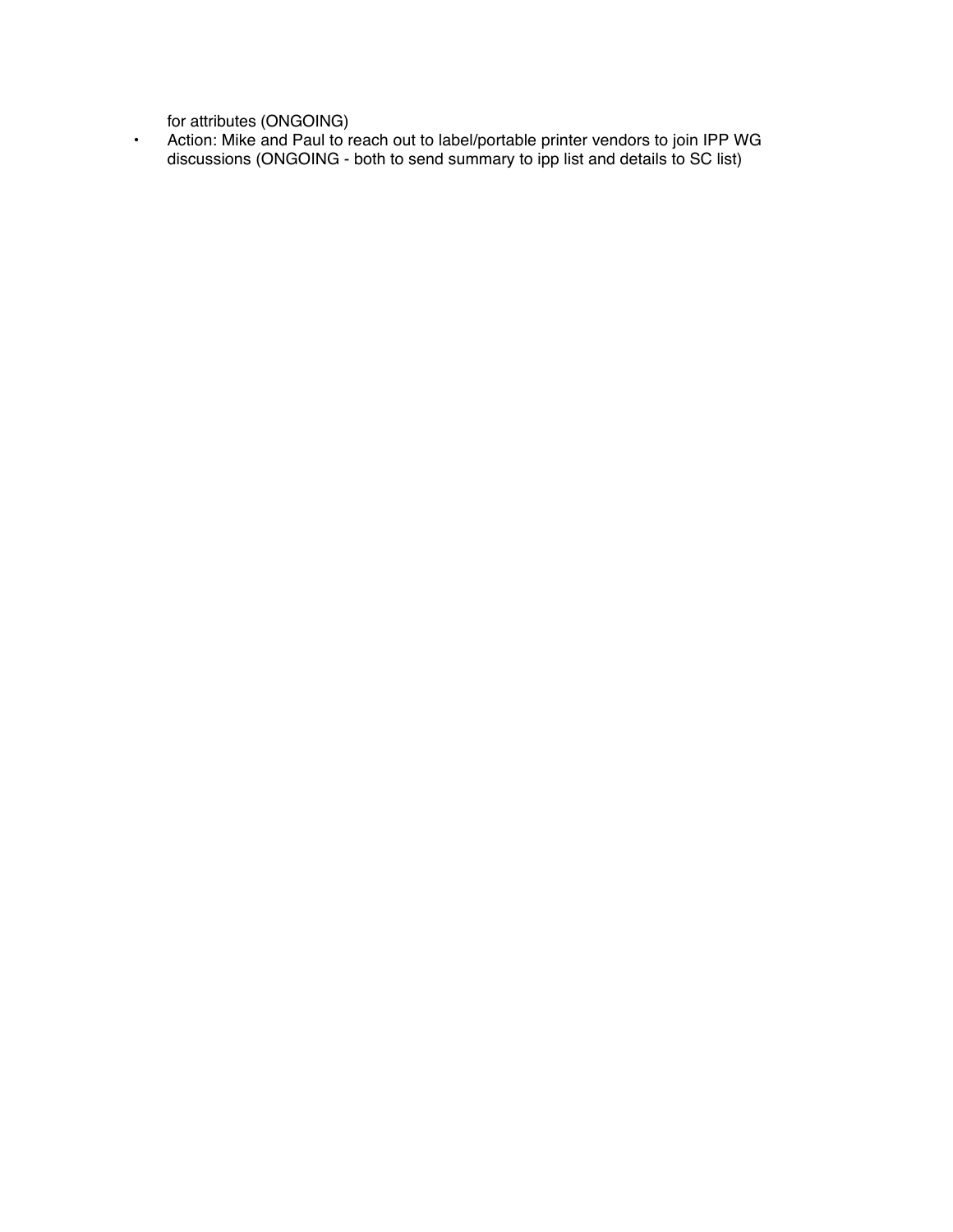for attributes (ONGOING)

- Action: Mike and Paul to reach out to label/portable printer vendors to join IPP WG discussions (ONGOING - both to send summary to ipp list and details to SC list)